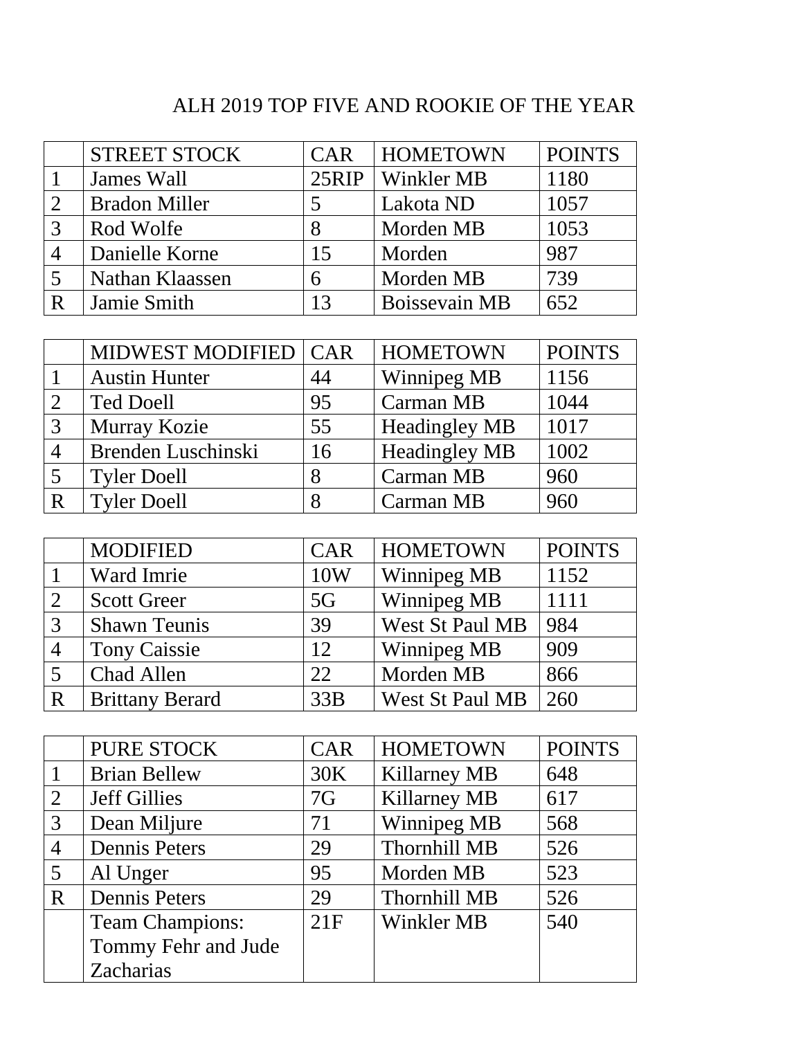# ALH 2019 TOP FIVE AND ROOKIE OF THE YEAR

| | STREET STOCK | CAR | HOMETOWN | POINTS |
|---|---|---|---|---|
| 1 | James Wall | 25RIP | Winkler MB | 1180 |
| 2 | Bradon Miller | 5 | Lakota ND | 1057 |
| 3 | Rod Wolfe | 8 | Morden MB | 1053 |
| 4 | Danielle Korne | 15 | Morden | 987 |
| 5 | Nathan Klaassen | 6 | Morden MB | 739 |
| R | Jamie Smith | 13 | Boissevain MB | 652 |

| | MIDWEST MODIFIED | CAR | HOMETOWN | POINTS |
|---|---|---|---|---|
| 1 | Austin Hunter | 44 | Winnipeg MB | 1156 |
| 2 | Ted Doell | 95 | Carman MB | 1044 |
| 3 | Murray Kozie | 55 | Headingley MB | 1017 |
| 4 | Brenden Luschinski | 16 | Headingley MB | 1002 |
| 5 | Tyler Doell | 8 | Carman MB | 960 |
| R | Tyler Doell | 8 | Carman MB | 960 |

| | MODIFIED | CAR | HOMETOWN | POINTS |
|---|---|---|---|---|
| 1 | Ward Imrie | 10W | Winnipeg MB | 1152 |
| 2 | Scott Greer | 5G | Winnipeg MB | 1111 |
| 3 | Shawn Teunis | 39 | West St Paul MB | 984 |
| 4 | Tony Caissie | 12 | Winnipeg MB | 909 |
| 5 | Chad Allen | 22 | Morden MB | 866 |
| R | Brittany Berard | 33B | West St Paul MB | 260 |

| | PURE STOCK | CAR | HOMETOWN | POINTS |
|---|---|---|---|---|
| 1 | Brian Bellew | 30K | Killarney MB | 648 |
| 2 | Jeff Gillies | 7G | Killarney MB | 617 |
| 3 | Dean Miljure | 71 | Winnipeg MB | 568 |
| 4 | Dennis Peters | 29 | Thornhill MB | 526 |
| 5 | Al Unger | 95 | Morden MB | 523 |
| R | Dennis Peters | 29 | Thornhill MB | 526 |
| | Team Champions: Tommy Fehr and Jude Zacharias | 21F | Winkler MB | 540 |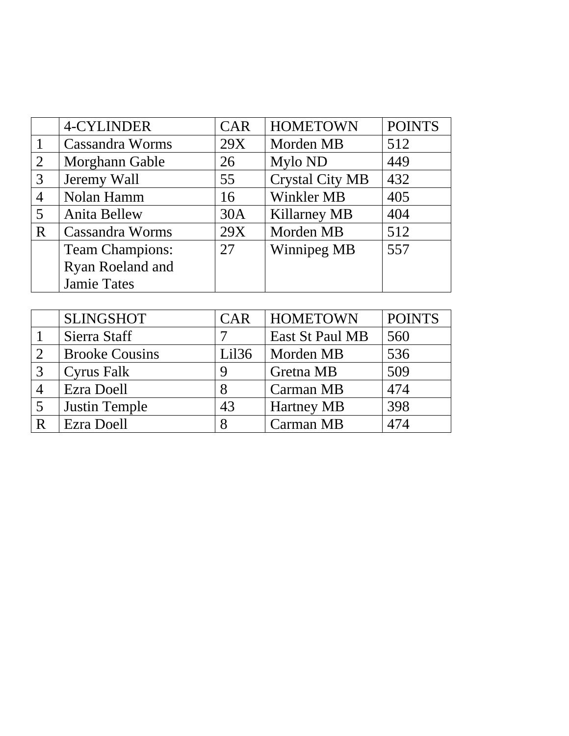| | 4-CYLINDER | CAR | HOMETOWN | POINTS |
|---|---|---|---|---|
| 1 | Cassandra Worms | 29X | Morden MB | 512 |
| 2 | Morghann Gable | 26 | Mylo ND | 449 |
| 3 | Jeremy Wall | 55 | Crystal City MB | 432 |
| 4 | Nolan Hamm | 16 | Winkler MB | 405 |
| 5 | Anita Bellew | 30A | Killarney MB | 404 |
| R | Cassandra Worms | 29X | Morden MB | 512 |
| | Team Champions: Ryan Roeland and Jamie Tates | 27 | Winnipeg MB | 557 |

| | SLINGSHOT | CAR | HOMETOWN | POINTS |
|---|---|---|---|---|
| 1 | Sierra Staff | 7 | East St Paul MB | 560 |
| 2 | Brooke Cousins | Lil36 | Morden MB | 536 |
| 3 | Cyrus Falk | 9 | Gretna MB | 509 |
| 4 | Ezra Doell | 8 | Carman MB | 474 |
| 5 | Justin Temple | 43 | Hartney MB | 398 |
| R | Ezra Doell | 8 | Carman MB | 474 |